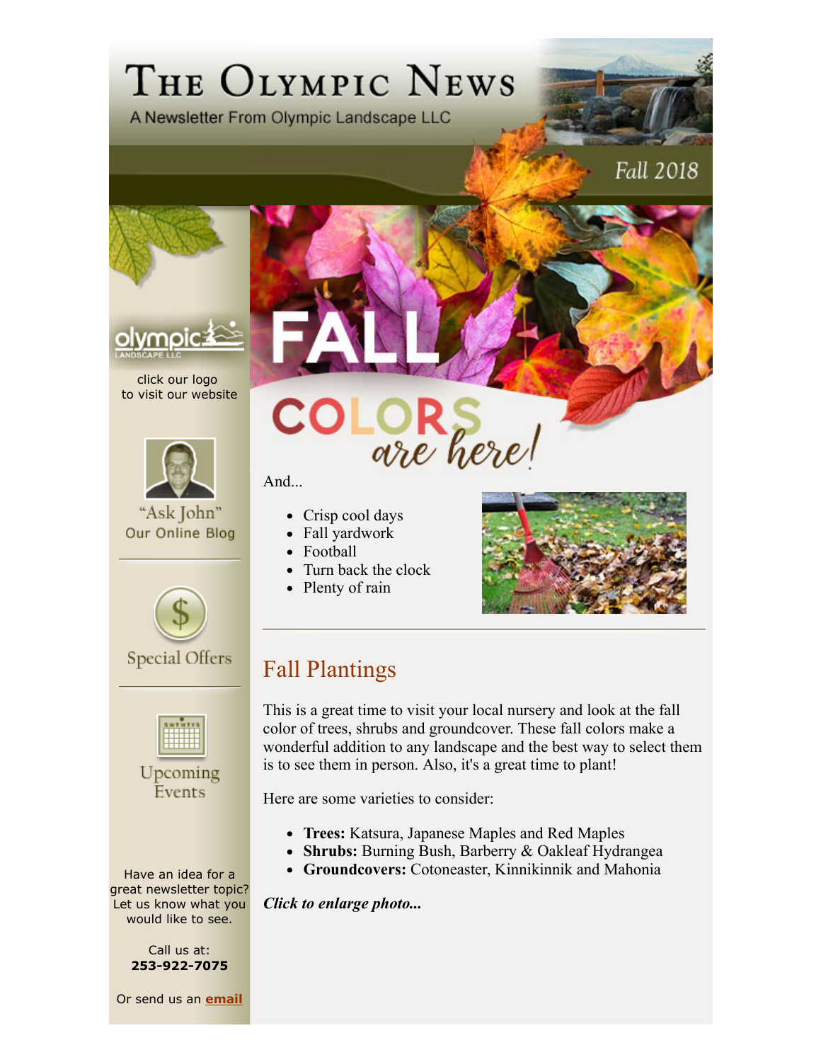# The Olympic News

A Newsletter From Olympic Landscape LLC

Fall 2018

click our logo
to visit our website

"Ask John"
Our Online Blog

Special Offers

Upcoming Events

Have an idea for a great newsletter topic? Let us know what you would like to see.

Call us at:
**253-922-7075**

Or send us an **email**

FALL COLORS are here!

And...

- Crisp cool days
- Fall yardwork
- Football
- Turn back the clock
- Plenty of rain

## Fall Plantings

This is a great time to visit your local nursery and look at the fall color of trees, shrubs and groundcover. These fall colors make a wonderful addition to any landscape and the best way to select them is to see them in person. Also, it's a great time to plant!

Here are some varieties to consider:

- **Trees:** Katsura, Japanese Maples and Red Maples
- **Shrubs:** Burning Bush, Barberry & Oakleaf Hydrangea
- **Groundcovers:** Cotoneaster, Kinnikinnik and Mahonia

***Click to enlarge photo...***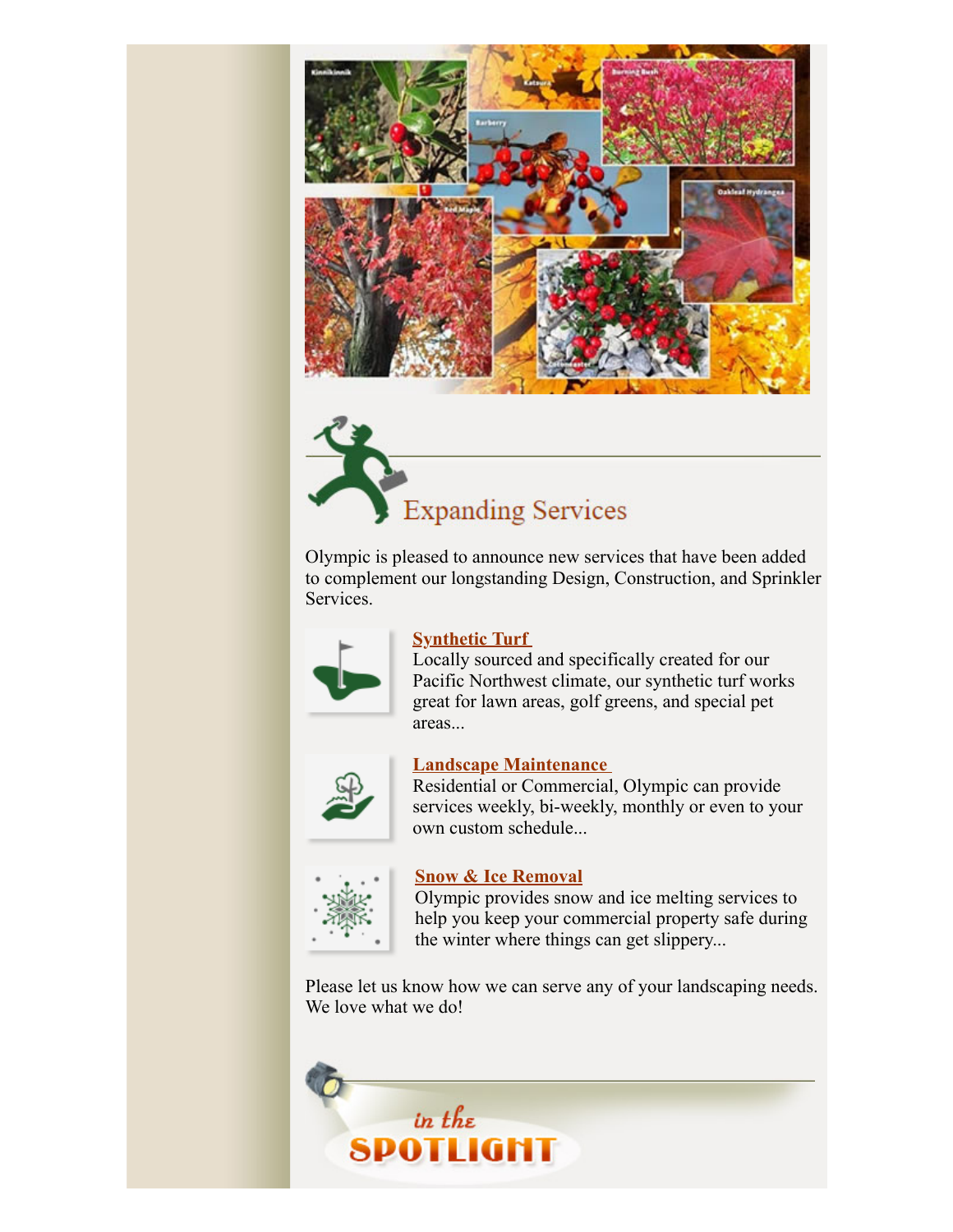## Expanding Services

Olympic is pleased to announce new services that have been added to complement our longstanding Design, Construction, and Sprinkler Services.

**Synthetic Turf**

Locally sourced and specifically created for our Pacific Northwest climate, our synthetic turf works great for lawn areas, golf greens, and special pet areas...

**Landscape Maintenance**

Residential or Commercial, Olympic can provide services weekly, bi-weekly, monthly or even to your own custom schedule...

**Snow & Ice Removal**

Olympic provides snow and ice melting services to help you keep your commercial property safe during the winter where things can get slippery...

Please let us know how we can serve any of your landscaping needs. We love what we do!

## in the SPOTLIGHT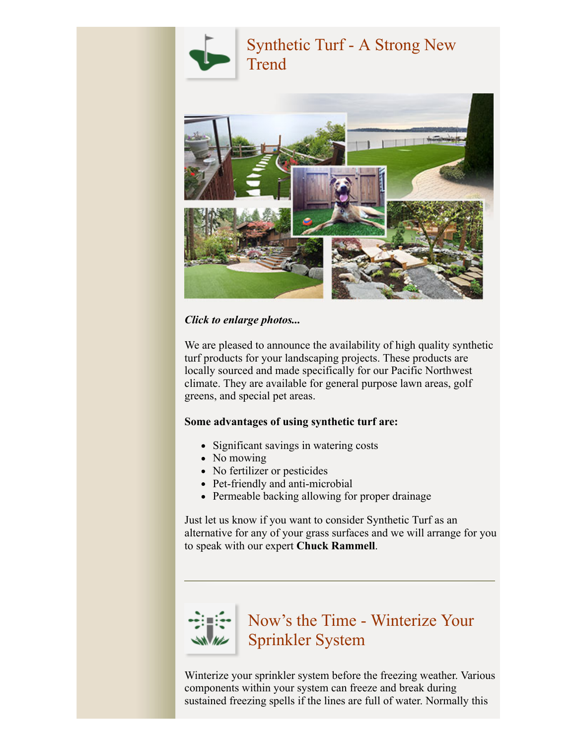## Synthetic Turf - A Strong New Trend

***Click to enlarge photos...***

We are pleased to announce the availability of high quality synthetic turf products for your landscaping projects. These products are locally sourced and made specifically for our Pacific Northwest climate. They are available for general purpose lawn areas, golf greens, and special pet areas.

**Some advantages of using synthetic turf are:**

- Significant savings in watering costs
- No mowing
- No fertilizer or pesticides
- Pet-friendly and anti-microbial
- Permeable backing allowing for proper drainage

Just let us know if you want to consider Synthetic Turf as an alternative for any of your grass surfaces and we will arrange for you to speak with our expert **Chuck Rammell**.

---

## Now's the Time - Winterize Your Sprinkler System

Winterize your sprinkler system before the freezing weather. Various components within your system can freeze and break during sustained freezing spells if the lines are full of water. Normally this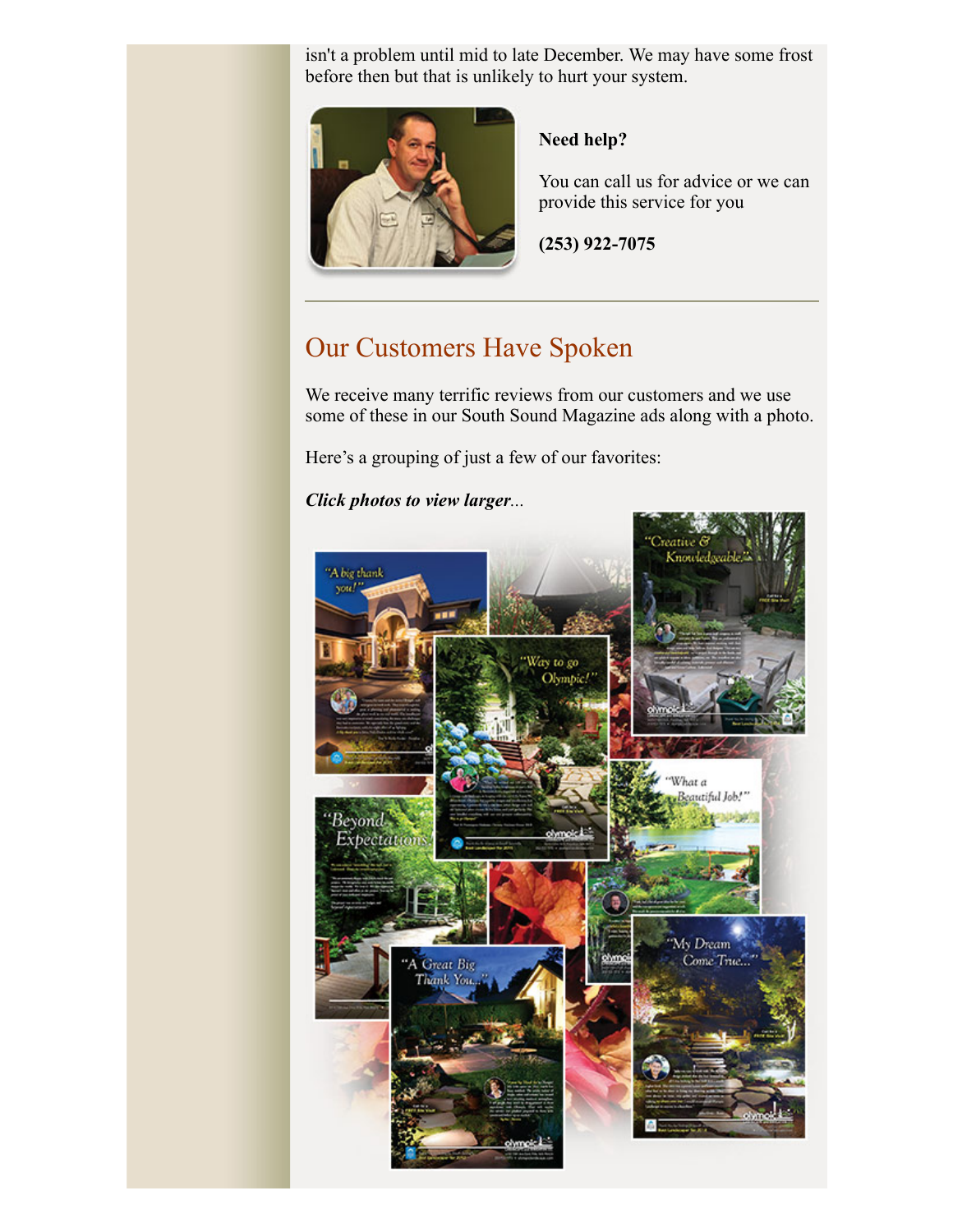isn't a problem until mid to late December. We may have some frost before then but that is unlikely to hurt your system.

**Need help?**

You can call us for advice or we can provide this service for you

**(253) 922-7075**

---

## Our Customers Have Spoken

We receive many terrific reviews from our customers and we use some of these in our South Sound Magazine ads along with a photo.

Here's a grouping of just a few of our favorites:

***Click photos to view larger...***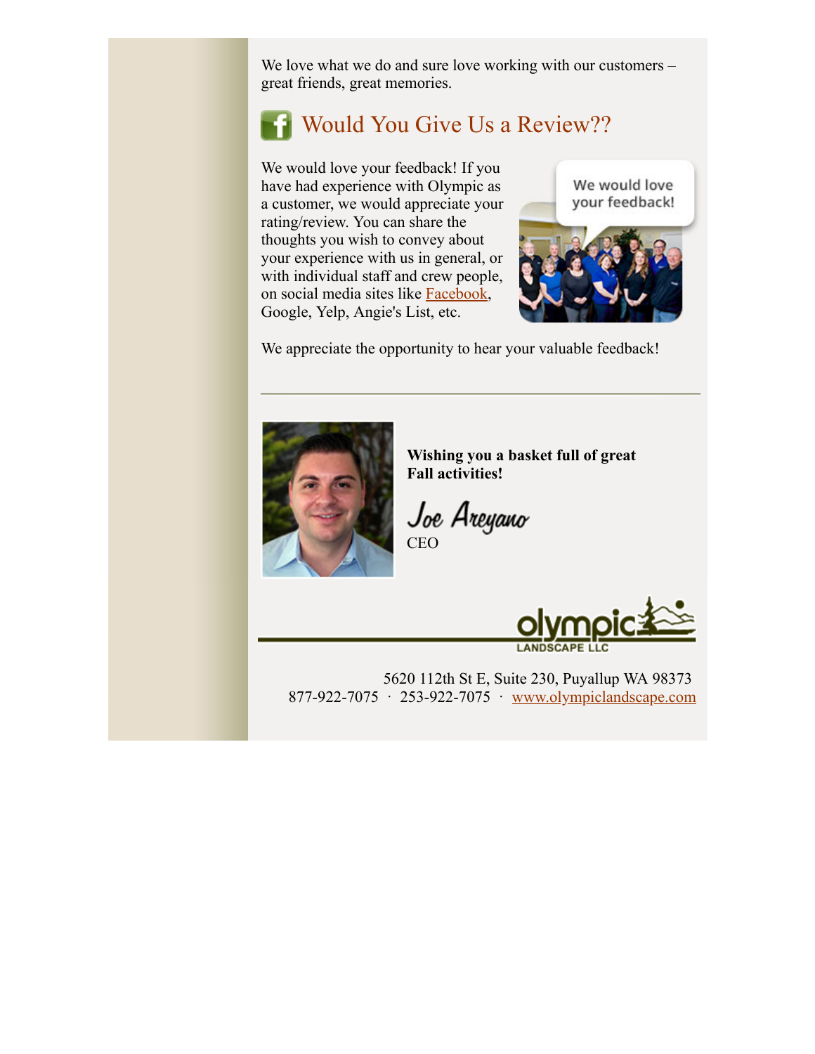We love what we do and sure love working with our customers – great friends, great memories.

## Would You Give Us a Review??

We would love your feedback! If you have had experience with Olympic as a customer, we would appreciate your rating/review. You can share the thoughts you wish to convey about your experience with us in general, or with individual staff and crew people, on social media sites like Facebook, Google, Yelp, Angie's List, etc.

We appreciate the opportunity to hear your valuable feedback!

---

**Wishing you a basket full of great Fall activities!**

Joe Areyano
CEO

5620 112th St E, Suite 230, Puyallup WA 98373
877-922-7075 · 253-922-7075 · www.olympiclandscape.com